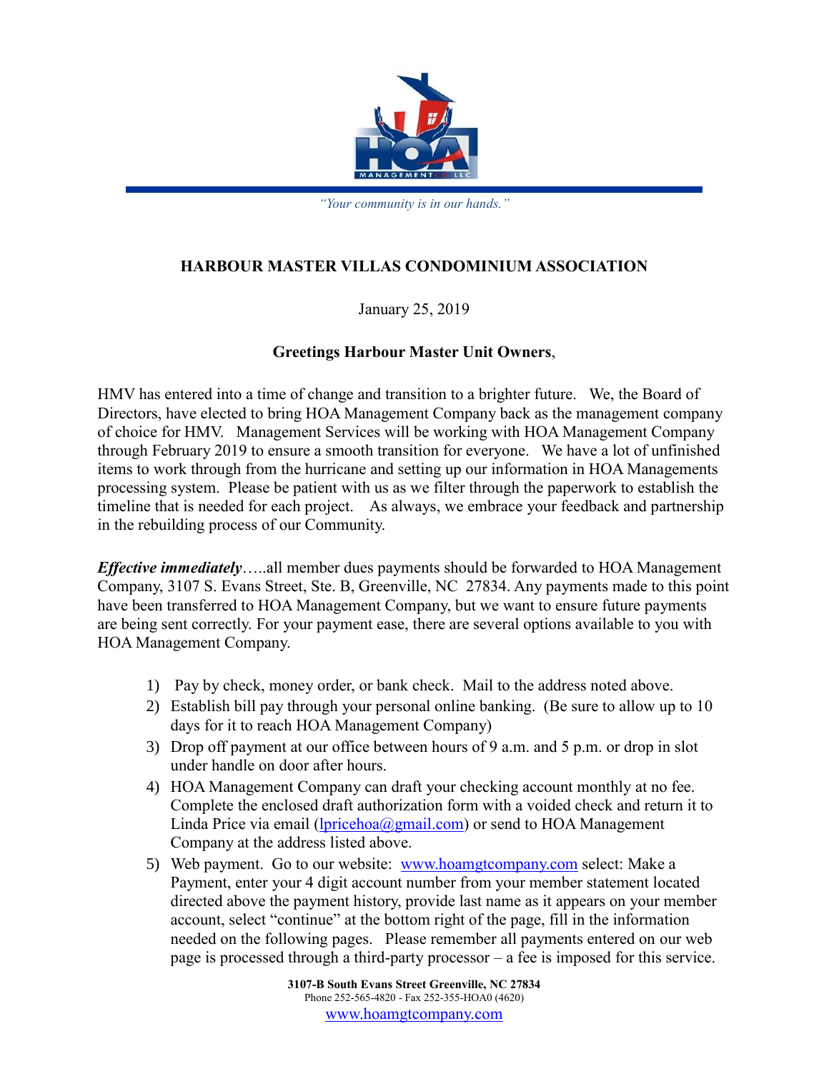*"Your community is in our hands."*

## HARBOUR MASTER VILLAS CONDOMINIUM ASSOCIATION

January 25, 2019

**Greetings Harbour Master Unit Owners**,

HMV has entered into a time of change and transition to a brighter future. We, the Board of Directors, have elected to bring HOA Management Company back as the management company of choice for HMV. Management Services will be working with HOA Management Company through February 2019 to ensure a smooth transition for everyone. We have a lot of unfinished items to work through from the hurricane and setting up our information in HOA Managements processing system. Please be patient with us as we filter through the paperwork to establish the timeline that is needed for each project. As always, we embrace your feedback and partnership in the rebuilding process of our Community.

***Effective immediately***…..all member dues payments should be forwarded to HOA Management Company, 3107 S. Evans Street, Ste. B, Greenville, NC 27834. Any payments made to this point have been transferred to HOA Management Company, but we want to ensure future payments are being sent correctly. For your payment ease, there are several options available to you with HOA Management Company.

1) Pay by check, money order, or bank check. Mail to the address noted above.
2) Establish bill pay through your personal online banking. (Be sure to allow up to 10 days for it to reach HOA Management Company)
3) Drop off payment at our office between hours of 9 a.m. and 5 p.m. or drop in slot under handle on door after hours.
4) HOA Management Company can draft your checking account monthly at no fee. Complete the enclosed draft authorization form with a voided check and return it to Linda Price via email (lpricehoa@gmail.com) or send to HOA Management Company at the address listed above.
5) Web payment. Go to our website: www.hoamgtcompany.com select: Make a Payment, enter your 4 digit account number from your member statement located directed above the payment history, provide last name as it appears on your member account, select "continue" at the bottom right of the page, fill in the information needed on the following pages. Please remember all payments entered on our web page is processed through a third-party processor – a fee is imposed for this service.

**3107-B South Evans Street Greenville, NC 27834**
Phone 252-565-4820 - Fax 252-355-HOA0 (4620)
www.hoamgtcompany.com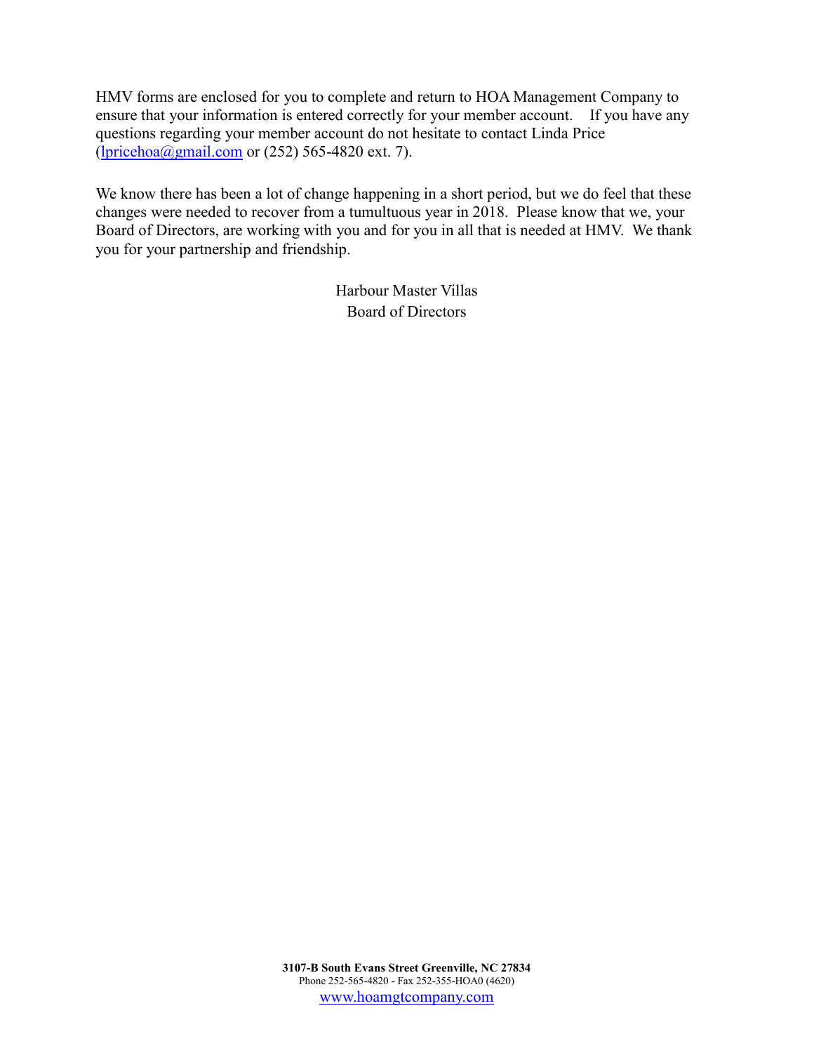HMV forms are enclosed for you to complete and return to HOA Management Company to ensure that your information is entered correctly for your member account. If you have any questions regarding your member account do not hesitate to contact Linda Price (lpricehoa@gmail.com or (252) 565-4820 ext. 7).

We know there has been a lot of change happening in a short period, but we do feel that these changes were needed to recover from a tumultuous year in 2018. Please know that we, your Board of Directors, are working with you and for you in all that is needed at HMV. We thank you for your partnership and friendship.

Harbour Master Villas
Board of Directors

**3107-B South Evans Street Greenville, NC 27834**
Phone 252-565-4820 - Fax 252-355-HOA0 (4620)
www.hoamgtcompany.com